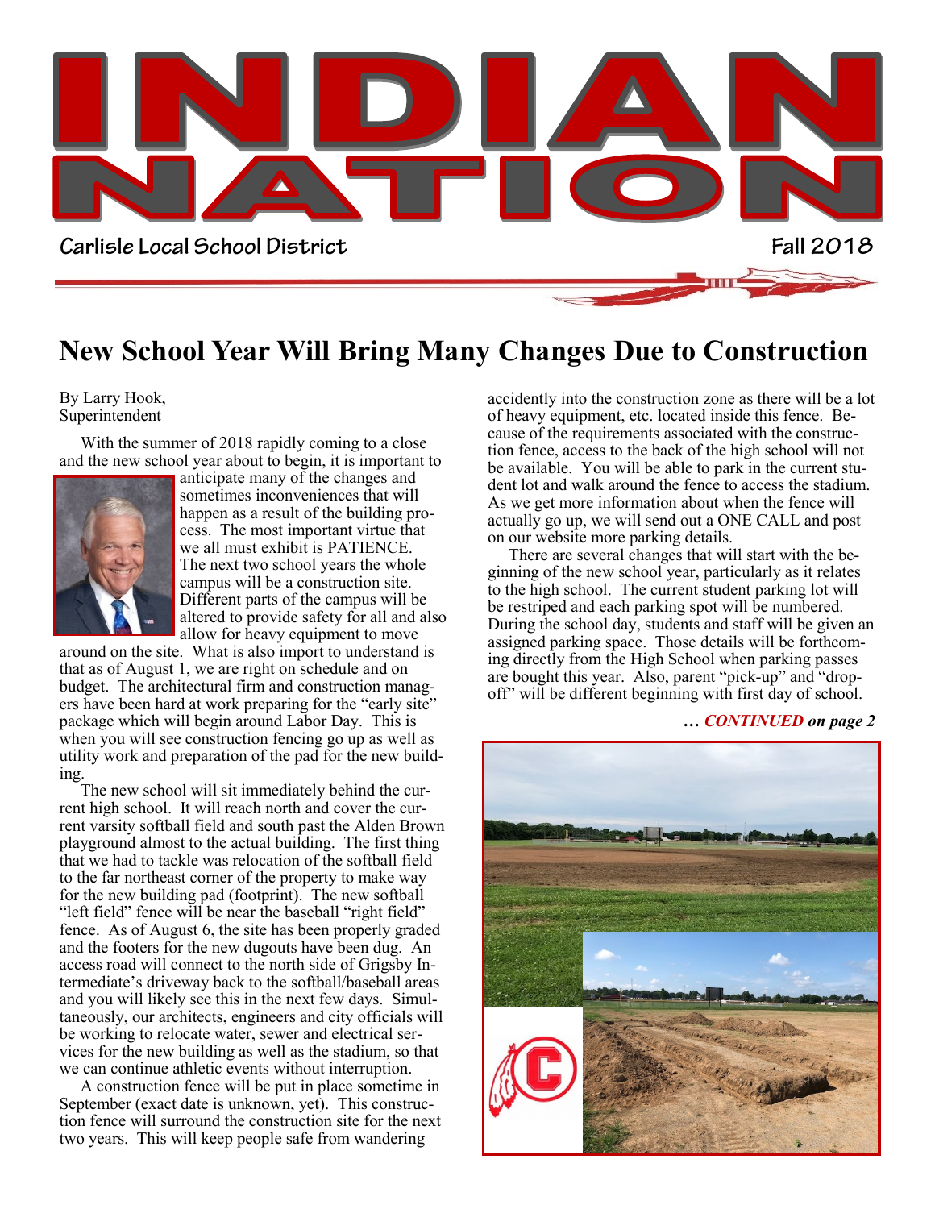# INDIAN NATION

**Carlisle Local School District** **Fall 2018**

## New School Year Will Bring Many Changes Due to Construction

By Larry Hook,
Superintendent

With the summer of 2018 rapidly coming to a close and the new school year about to begin, it is important to anticipate many of the changes and sometimes inconveniences that will happen as a result of the building process. The most important virtue that we all must exhibit is PATIENCE. The next two school years the whole campus will be a construction site. Different parts of the campus will be altered to provide safety for all and also allow for heavy equipment to move around on the site. What is also import to understand is that as of August 1, we are right on schedule and on budget. The architectural firm and construction managers have been hard at work preparing for the "early site" package which will begin around Labor Day. This is when you will see construction fencing go up as well as utility work and preparation of the pad for the new building.

The new school will sit immediately behind the current high school. It will reach north and cover the current varsity softball field and south past the Alden Brown playground almost to the actual building. The first thing that we had to tackle was relocation of the softball field to the far northeast corner of the property to make way for the new building pad (footprint). The new softball "left field" fence will be near the baseball "right field" fence. As of August 6, the site has been properly graded and the footers for the new dugouts have been dug. An access road will connect to the north side of Grigsby Intermediate's driveway back to the softball/baseball areas and you will likely see this in the next few days. Simultaneously, our architects, engineers and city officials will be working to relocate water, sewer and electrical services for the new building as well as the stadium, so that we can continue athletic events without interruption.

A construction fence will be put in place sometime in September (exact date is unknown, yet). This construction fence will surround the construction site for the next two years. This will keep people safe from wandering accidently into the construction zone as there will be a lot of heavy equipment, etc. located inside this fence. Because of the requirements associated with the construction fence, access to the back of the high school will not be available. You will be able to park in the current student lot and walk around the fence to access the stadium. As we get more information about when the fence will actually go up, we will send out a ONE CALL and post on our website more parking details.

There are several changes that will start with the beginning of the new school year, particularly as it relates to the high school. The current student parking lot will be restriped and each parking spot will be numbered. During the school day, students and staff will be given an assigned parking space. Those details will be forthcoming directly from the High School when parking passes are bought this year. Also, parent "pick-up" and "drop-off" will be different beginning with first day of school.

***… CONTINUED on page 2***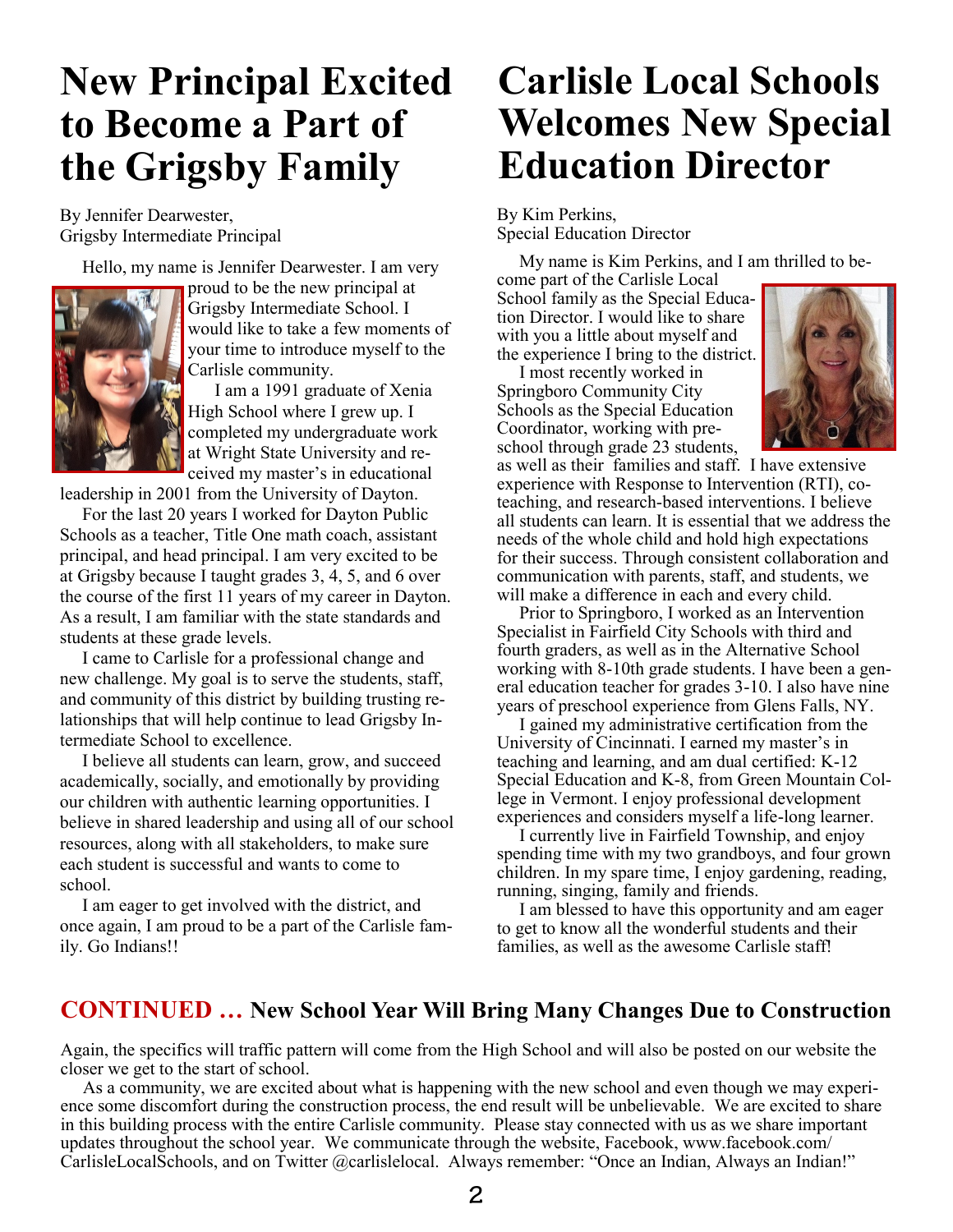# New Principal Excited to Become a Part of the Grigsby Family

By Jennifer Dearwester,
Grigsby Intermediate Principal

Hello, my name is Jennifer Dearwester. I am very proud to be the new principal at Grigsby Intermediate School. I would like to take a few moments of your time to introduce myself to the Carlisle community.

I am a 1991 graduate of Xenia High School where I grew up. I completed my undergraduate work at Wright State University and received my master's in educational leadership in 2001 from the University of Dayton.

For the last 20 years I worked for Dayton Public Schools as a teacher, Title One math coach, assistant principal, and head principal. I am very excited to be at Grigsby because I taught grades 3, 4, 5, and 6 over the course of the first 11 years of my career in Dayton. As a result, I am familiar with the state standards and students at these grade levels.

I came to Carlisle for a professional change and new challenge. My goal is to serve the students, staff, and community of this district by building trusting relationships that will help continue to lead Grigsby Intermediate School to excellence.

I believe all students can learn, grow, and succeed academically, socially, and emotionally by providing our children with authentic learning opportunities. I believe in shared leadership and using all of our school resources, along with all stakeholders, to make sure each student is successful and wants to come to school.

I am eager to get involved with the district, and once again, I am proud to be a part of the Carlisle family. Go Indians!!

# Carlisle Local Schools Welcomes New Special Education Director

By Kim Perkins,
Special Education Director

My name is Kim Perkins, and I am thrilled to become part of the Carlisle Local School family as the Special Education Director. I would like to share with you a little about myself and the experience I bring to the district.

I most recently worked in Springboro Community City Schools as the Special Education Coordinator, working with preschool through grade 23 students, as well as their families and staff. I have extensive experience with Response to Intervention (RTI), co-teaching, and research-based interventions. I believe all students can learn. It is essential that we address the needs of the whole child and hold high expectations for their success. Through consistent collaboration and communication with parents, staff, and students, we will make a difference in each and every child.

Prior to Springboro, I worked as an Intervention Specialist in Fairfield City Schools with third and fourth graders, as well as in the Alternative School working with 8-10th grade students. I have been a general education teacher for grades 3-10. I also have nine years of preschool experience from Glens Falls, NY.

I gained my administrative certification from the University of Cincinnati. I earned my master's in teaching and learning, and am dual certified: K-12 Special Education and K-8, from Green Mountain College in Vermont. I enjoy professional development experiences and considers myself a life-long learner.

I currently live in Fairfield Township, and enjoy spending time with my two grandboys, and four grown children. In my spare time, I enjoy gardening, reading, running, singing, family and friends.

I am blessed to have this opportunity and am eager to get to know all the wonderful students and their families, as well as the awesome Carlisle staff!

## CONTINUED … New School Year Will Bring Many Changes Due to Construction

Again, the specifics will traffic pattern will come from the High School and will also be posted on our website the closer we get to the start of school.

As a community, we are excited about what is happening with the new school and even though we may experience some discomfort during the construction process, the end result will be unbelievable. We are excited to share in this building process with the entire Carlisle community. Please stay connected with us as we share important updates throughout the school year. We communicate through the website, Facebook, www.facebook.com/CarlisleLocalSchools, and on Twitter @carlislelocal. Always remember: "Once an Indian, Always an Indian!"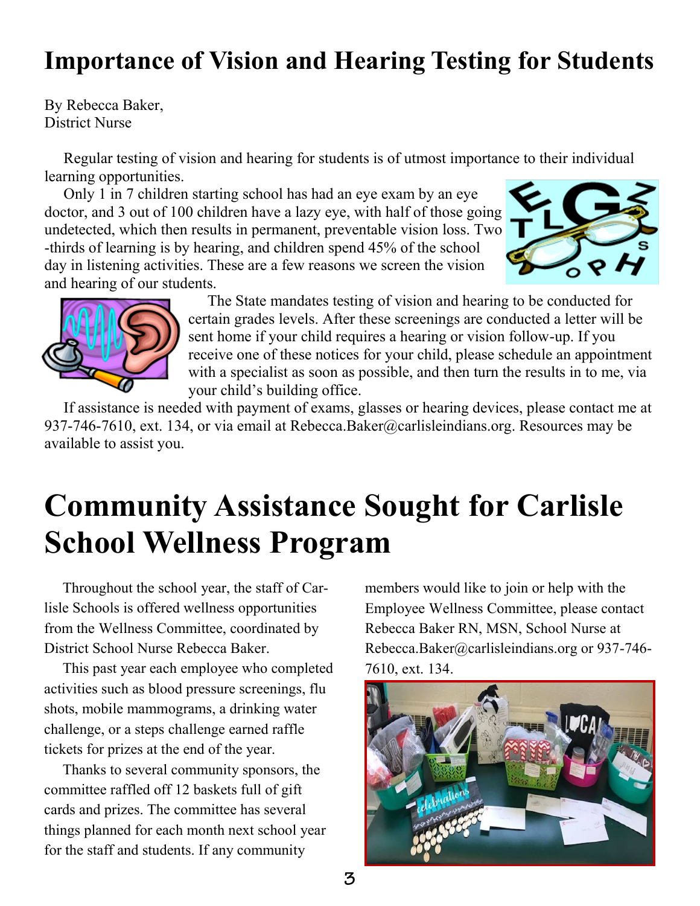# Importance of Vision and Hearing Testing for Students

By Rebecca Baker,
District Nurse

Regular testing of vision and hearing for students is of utmost importance to their individual learning opportunities.

Only 1 in 7 children starting school has had an eye exam by an eye doctor, and 3 out of 100 children have a lazy eye, with half of those going undetected, which then results in permanent, preventable vision loss. Two-thirds of learning is by hearing, and children spend 45% of the school day in listening activities. These are a few reasons we screen the vision and hearing of our students.

The State mandates testing of vision and hearing to be conducted for certain grades levels. After these screenings are conducted a letter will be sent home if your child requires a hearing or vision follow-up. If you receive one of these notices for your child, please schedule an appointment with a specialist as soon as possible, and then turn the results in to me, via your child's building office.

If assistance is needed with payment of exams, glasses or hearing devices, please contact me at 937-746-7610, ext. 134, or via email at Rebecca.Baker@carlisleindians.org. Resources may be available to assist you.

# Community Assistance Sought for Carlisle School Wellness Program

Throughout the school year, the staff of Carlisle Schools is offered wellness opportunities from the Wellness Committee, coordinated by District School Nurse Rebecca Baker.

This past year each employee who completed activities such as blood pressure screenings, flu shots, mobile mammograms, a drinking water challenge, or a steps challenge earned raffle tickets for prizes at the end of the year.

Thanks to several community sponsors, the committee raffled off 12 baskets full of gift cards and prizes. The committee has several things planned for each month next school year for the staff and students. If any community members would like to join or help with the Employee Wellness Committee, please contact Rebecca Baker RN, MSN, School Nurse at Rebecca.Baker@carlisleindians.org or 937-746-7610, ext. 134.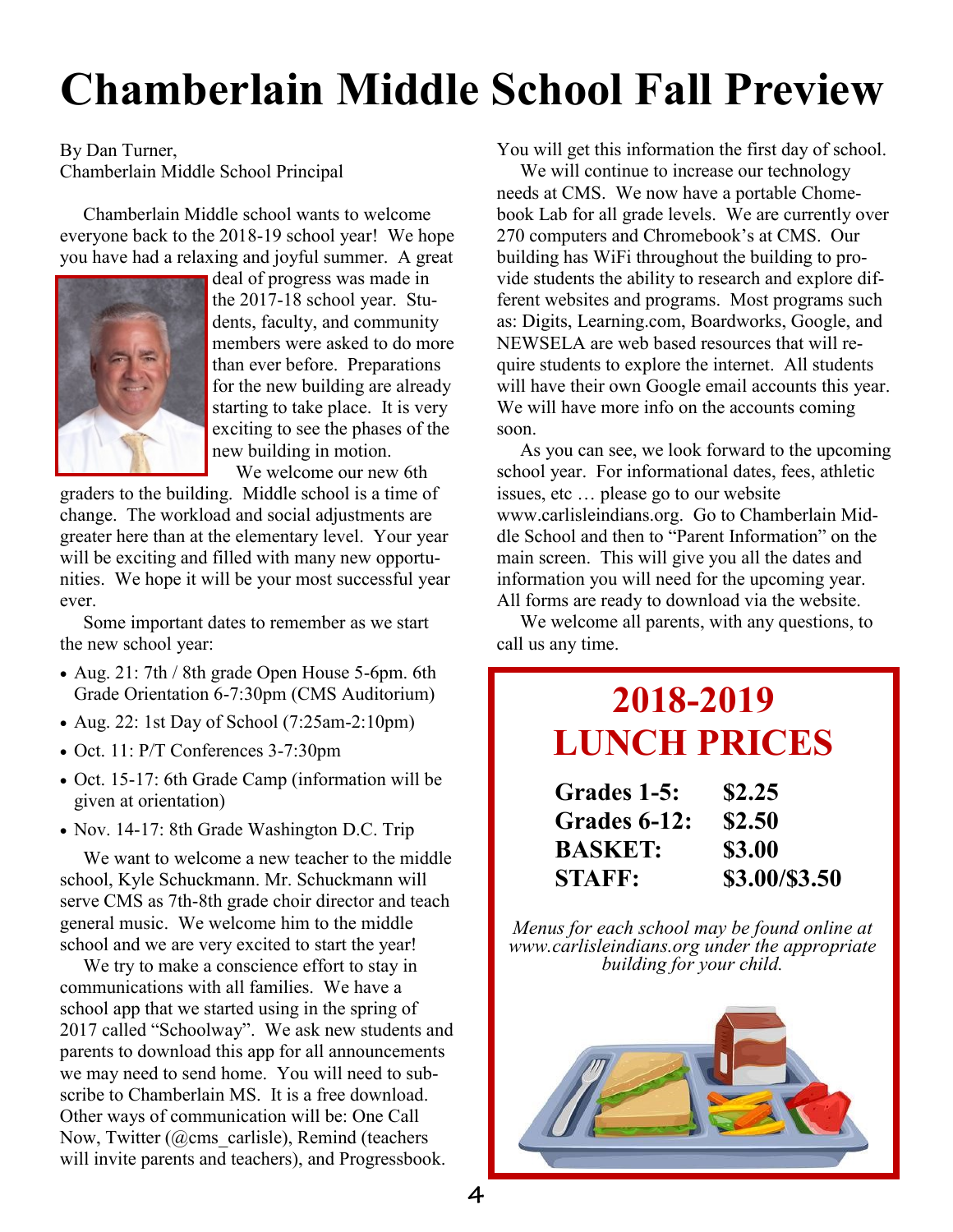# Chamberlain Middle School Fall Preview

By Dan Turner,
Chamberlain Middle School Principal

Chamberlain Middle school wants to welcome everyone back to the 2018-19 school year! We hope you have had a relaxing and joyful summer. A great deal of progress was made in the 2017-18 school year. Students, faculty, and community members were asked to do more than ever before. Preparations for the new building are already starting to take place. It is very exciting to see the phases of the new building in motion.

We welcome our new 6th graders to the building. Middle school is a time of change. The workload and social adjustments are greater here than at the elementary level. Your year will be exciting and filled with many new opportunities. We hope it will be your most successful year ever.

Some important dates to remember as we start the new school year:

- Aug. 21: 7th / 8th grade Open House 5-6pm. 6th Grade Orientation 6-7:30pm (CMS Auditorium)
- Aug. 22: 1st Day of School (7:25am-2:10pm)
- Oct. 11: P/T Conferences 3-7:30pm
- Oct. 15-17: 6th Grade Camp (information will be given at orientation)
- Nov. 14-17: 8th Grade Washington D.C. Trip

We want to welcome a new teacher to the middle school, Kyle Schuckmann. Mr. Schuckmann will serve CMS as 7th-8th grade choir director and teach general music. We welcome him to the middle school and we are very excited to start the year!

We try to make a conscience effort to stay in communications with all families. We have a school app that we started using in the spring of 2017 called "Schoolway". We ask new students and parents to download this app for all announcements we may need to send home. You will need to subscribe to Chamberlain MS. It is a free download. Other ways of communication will be: One Call Now, Twitter (@cms_carlisle), Remind (teachers will invite parents and teachers), and Progressbook. You will get this information the first day of school.

We will continue to increase our technology needs at CMS. We now have a portable Chomebook Lab for all grade levels. We are currently over 270 computers and Chromebook's at CMS. Our building has WiFi throughout the building to provide students the ability to research and explore different websites and programs. Most programs such as: Digits, Learning.com, Boardworks, Google, and NEWSELA are web based resources that will require students to explore the internet. All students will have their own Google email accounts this year. We will have more info on the accounts coming soon.

As you can see, we look forward to the upcoming school year. For informational dates, fees, athletic issues, etc … please go to our website www.carlisleindians.org. Go to Chamberlain Middle School and then to "Parent Information" on the main screen. This will give you all the dates and information you will need for the upcoming year. All forms are ready to download via the website.

We welcome all parents, with any questions, to call us any time.

## 2018-2019 LUNCH PRICES

| | |
|---|---|
| **Grades 1-5:** | **$2.25** |
| **Grades 6-12:** | **$2.50** |
| **BASKET:** | **$3.00** |
| **STAFF:** | **$3.00/$3.50** |

*Menus for each school may be found online at www.carlisleindians.org under the appropriate building for your child.*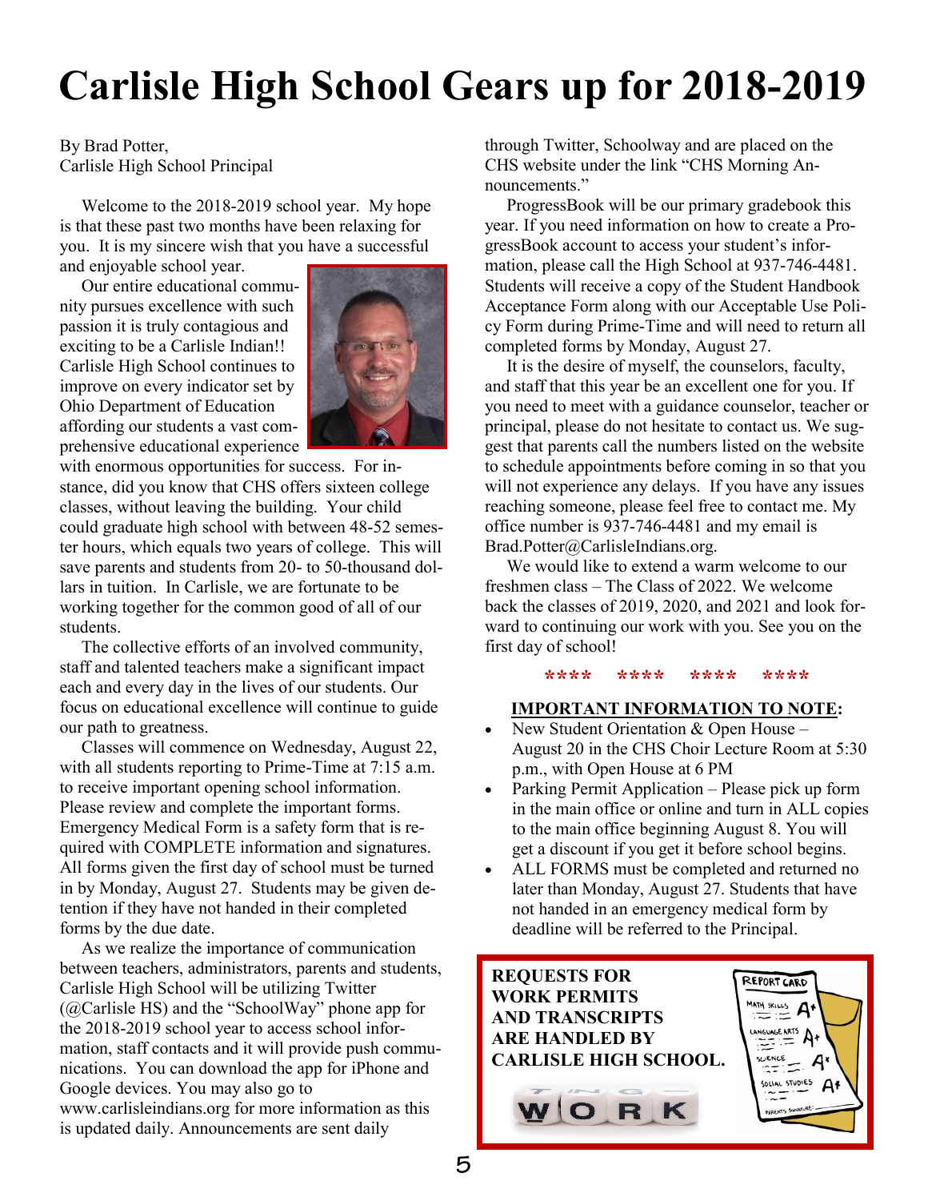# Carlisle High School Gears up for 2018-2019

By Brad Potter,
Carlisle High School Principal

Welcome to the 2018-2019 school year. My hope is that these past two months have been relaxing for you. It is my sincere wish that you have a successful and enjoyable school year.

Our entire educational community pursues excellence with such passion it is truly contagious and exciting to be a Carlisle Indian!! Carlisle High School continues to improve on every indicator set by Ohio Department of Education affording our students a vast comprehensive educational experience with enormous opportunities for success. For instance, did you know that CHS offers sixteen college classes, without leaving the building. Your child could graduate high school with between 48-52 semester hours, which equals two years of college. This will save parents and students from 20- to 50-thousand dollars in tuition. In Carlisle, we are fortunate to be working together for the common good of all of our students.

The collective efforts of an involved community, staff and talented teachers make a significant impact each and every day in the lives of our students. Our focus on educational excellence will continue to guide our path to greatness.

Classes will commence on Wednesday, August 22, with all students reporting to Prime-Time at 7:15 a.m. to receive important opening school information. Please review and complete the important forms. Emergency Medical Form is a safety form that is required with COMPLETE information and signatures. All forms given the first day of school must be turned in by Monday, August 27. Students may be given detention if they have not handed in their completed forms by the due date.

As we realize the importance of communication between teachers, administrators, parents and students, Carlisle High School will be utilizing Twitter (@Carlisle HS) and the "SchoolWay" phone app for the 2018-2019 school year to access school information, staff contacts and it will provide push communications. You can download the app for iPhone and Google devices. You may also go to www.carlisleindians.org for more information as this is updated daily. Announcements are sent daily through Twitter, Schoolway and are placed on the CHS website under the link "CHS Morning Announcements."

ProgressBook will be our primary gradebook this year. If you need information on how to create a ProgressBook account to access your student's information, please call the High School at 937-746-4481. Students will receive a copy of the Student Handbook Acceptance Form along with our Acceptable Use Policy Form during Prime-Time and will need to return all completed forms by Monday, August 27.

It is the desire of myself, the counselors, faculty, and staff that this year be an excellent one for you. If you need to meet with a guidance counselor, teacher or principal, please do not hesitate to contact us. We suggest that parents call the numbers listed on the website to schedule appointments before coming in so that you will not experience any delays. If you have any issues reaching someone, please feel free to contact me. My office number is 937-746-4481 and my email is Brad.Potter@CarlisleIndians.org.

We would like to extend a warm welcome to our freshmen class – The Class of 2022. We welcome back the classes of 2019, 2020, and 2021 and look forward to continuing our work with you. See you on the first day of school!

**** **** **** ****

**IMPORTANT INFORMATION TO NOTE:**

- New Student Orientation & Open House – August 20 in the CHS Choir Lecture Room at 5:30 p.m., with Open House at 6 PM
- Parking Permit Application – Please pick up form in the main office or online and turn in ALL copies to the main office beginning August 8. You will get a discount if you get it before school begins.
- ALL FORMS must be completed and returned no later than Monday, August 27. Students that have not handed in an emergency medical form by deadline will be referred to the Principal.

**REQUESTS FOR WORK PERMITS AND TRANSCRIPTS ARE HANDLED BY CARLISLE HIGH SCHOOL.**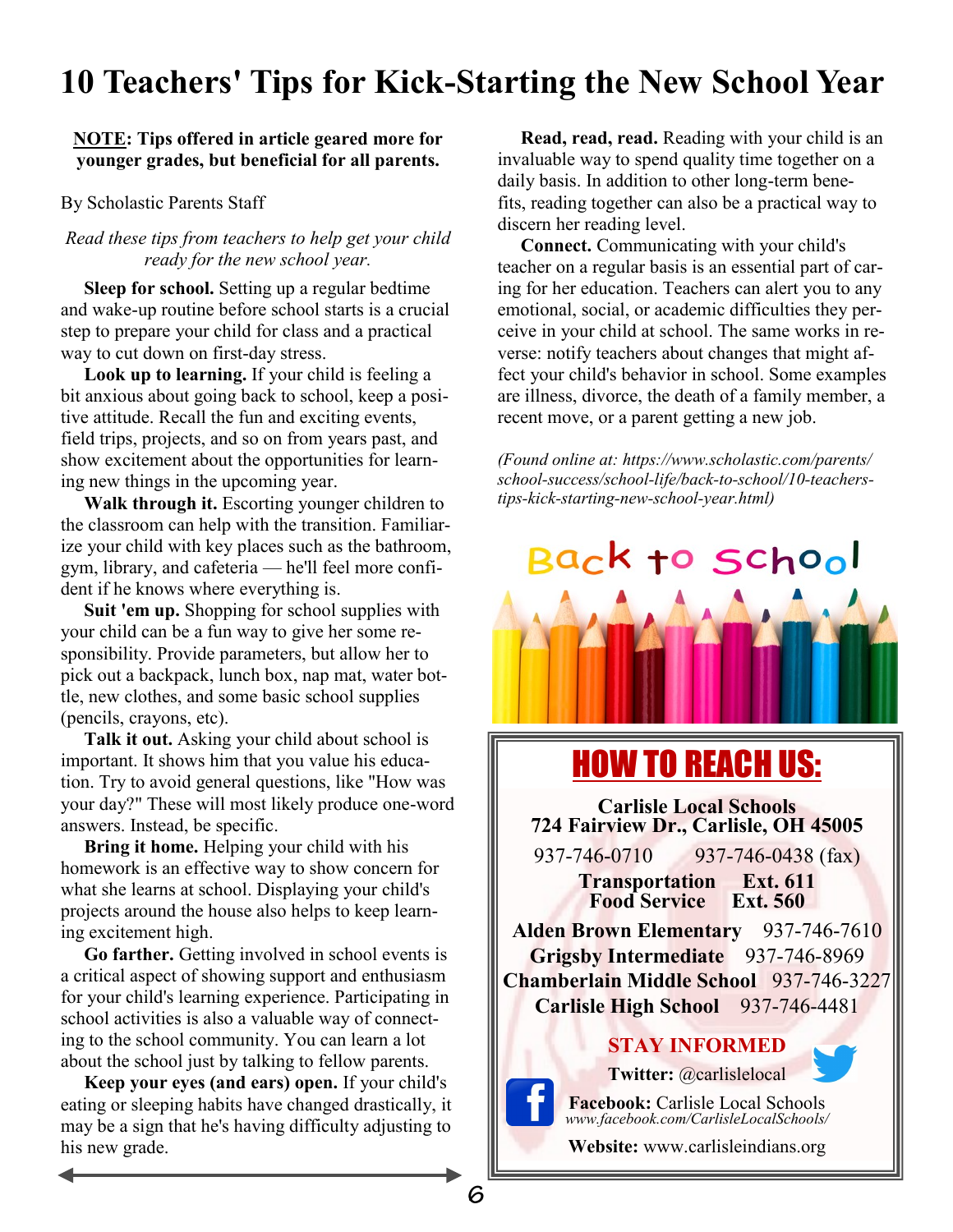# 10 Teachers' Tips for Kick-Starting the New School Year

**NOTE: Tips offered in article geared more for younger grades, but beneficial for all parents.**

By Scholastic Parents Staff

*Read these tips from teachers to help get your child ready for the new school year.*

**Sleep for school.** Setting up a regular bedtime and wake-up routine before school starts is a crucial step to prepare your child for class and a practical way to cut down on first-day stress.

**Look up to learning.** If your child is feeling a bit anxious about going back to school, keep a positive attitude. Recall the fun and exciting events, field trips, projects, and so on from years past, and show excitement about the opportunities for learning new things in the upcoming year.

**Walk through it.** Escorting younger children to the classroom can help with the transition. Familiarize your child with key places such as the bathroom, gym, library, and cafeteria — he'll feel more confident if he knows where everything is.

**Suit 'em up.** Shopping for school supplies with your child can be a fun way to give her some responsibility. Provide parameters, but allow her to pick out a backpack, lunch box, nap mat, water bottle, new clothes, and some basic school supplies (pencils, crayons, etc).

**Talk it out.** Asking your child about school is important. It shows him that you value his education. Try to avoid general questions, like "How was your day?" These will most likely produce one-word answers. Instead, be specific.

**Bring it home.** Helping your child with his homework is an effective way to show concern for what she learns at school. Displaying your child's projects around the house also helps to keep learning excitement high.

**Go farther.** Getting involved in school events is a critical aspect of showing support and enthusiasm for your child's learning experience. Participating in school activities is also a valuable way of connecting to the school community. You can learn a lot about the school just by talking to fellow parents.

**Keep your eyes (and ears) open.** If your child's eating or sleeping habits have changed drastically, it may be a sign that he's having difficulty adjusting to his new grade.

**Read, read, read.** Reading with your child is an invaluable way to spend quality time together on a daily basis. In addition to other long-term benefits, reading together can also be a practical way to discern her reading level.

**Connect.** Communicating with your child's teacher on a regular basis is an essential part of caring for her education. Teachers can alert you to any emotional, social, or academic difficulties they perceive in your child at school. The same works in reverse: notify teachers about changes that might affect your child's behavior in school. Some examples are illness, divorce, the death of a family member, a recent move, or a parent getting a new job.

*(Found online at: https://www.scholastic.com/parents/school-success/school-life/back-to-school/10-teachers-tips-kick-starting-new-school-year.html)*

Back to School

## HOW TO REACH US:

**Carlisle Local Schools**
**724 Fairview Dr., Carlisle, OH 45005**

937-746-0710 937-746-0438 (fax)

**Transportation** **Ext. 611**
**Food Service** **Ext. 560**

**Alden Brown Elementary** 937-746-7610
**Grigsby Intermediate** 937-746-8969
**Chamberlain Middle School** 937-746-3227
**Carlisle High School** 937-746-4481

**STAY INFORMED**

**Twitter:** @carlislelocal

**Facebook:** Carlisle Local Schools
*www.facebook.com/CarlisleLocalSchools/*

**Website:** www.carlisleindians.org